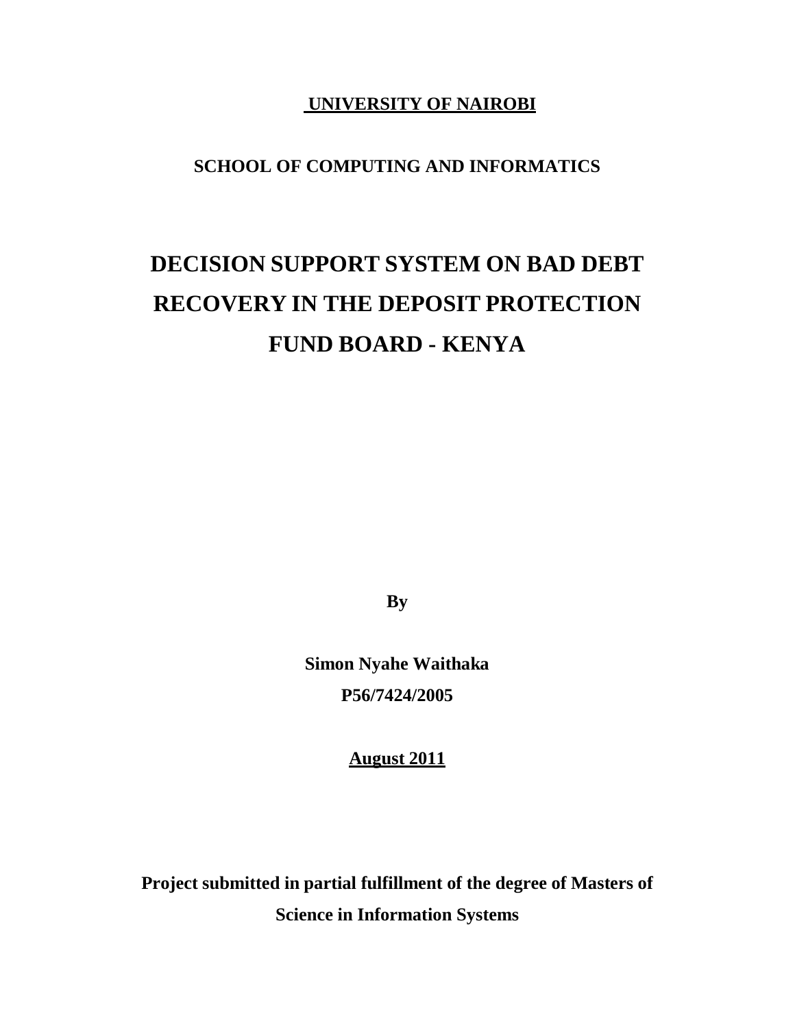**UNIVERSITY OF NAIROBI**

**SCHOOL OF COMPUTING AND INFORMATICS**

# DECISION SUPPORT SYSTEM ON BAD DEBT RECOVERY IN THE DEPOSIT PROTECTION FUND BOARD - KENYA

**By**

**Simon Nyahe Waithaka**

**P56/7424/2005**

**August 2011**

**Project submitted in partial fulfillment of the degree of Masters of Science in Information Systems**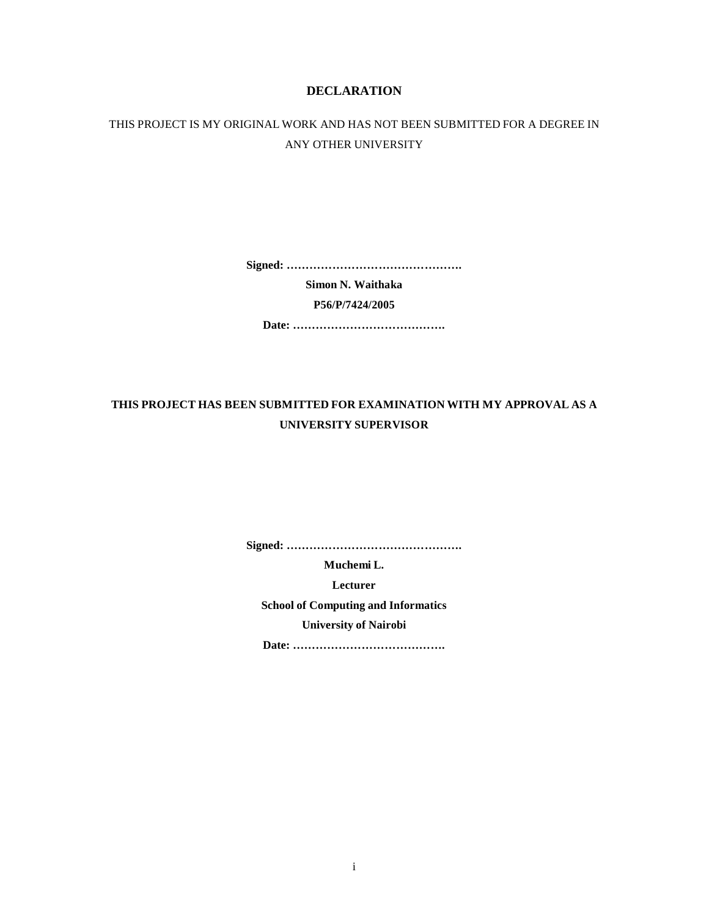# DECLARATION

THIS PROJECT IS MY ORIGINAL WORK AND HAS NOT BEEN SUBMITTED FOR A DEGREE IN ANY OTHER UNIVERSITY

**Signed: ……………………………………….**

**Simon N. Waithaka**

**P56/P/7424/2005**

**Date: ………………………………….**

**THIS PROJECT HAS BEEN SUBMITTED FOR EXAMINATION WITH MY APPROVAL AS A UNIVERSITY SUPERVISOR**

**Signed: ……………………………………….**

**Muchemi L.**

**Lecturer**

**School of Computing and Informatics**

**University of Nairobi**

**Date: ………………………………….**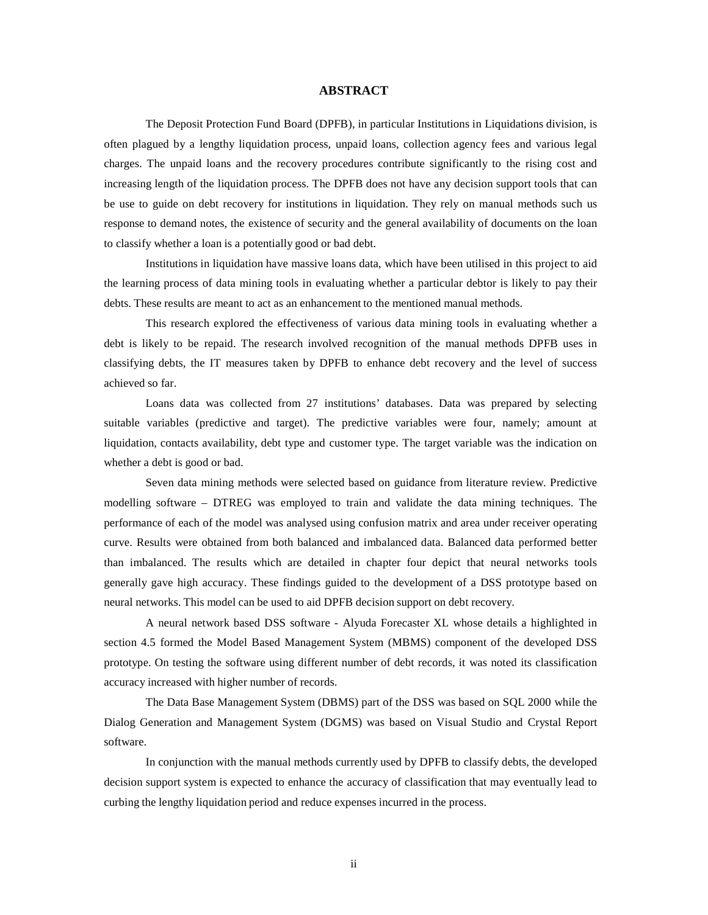# ABSTRACT

The Deposit Protection Fund Board (DPFB), in particular Institutions in Liquidations division, is often plagued by a lengthy liquidation process, unpaid loans, collection agency fees and various legal charges. The unpaid loans and the recovery procedures contribute significantly to the rising cost and increasing length of the liquidation process. The DPFB does not have any decision support tools that can be use to guide on debt recovery for institutions in liquidation. They rely on manual methods such us response to demand notes, the existence of security and the general availability of documents on the loan to classify whether a loan is a potentially good or bad debt.

Institutions in liquidation have massive loans data, which have been utilised in this project to aid the learning process of data mining tools in evaluating whether a particular debtor is likely to pay their debts. These results are meant to act as an enhancement to the mentioned manual methods.

This research explored the effectiveness of various data mining tools in evaluating whether a debt is likely to be repaid. The research involved recognition of the manual methods DPFB uses in classifying debts, the IT measures taken by DPFB to enhance debt recovery and the level of success achieved so far.

Loans data was collected from 27 institutions' databases. Data was prepared by selecting suitable variables (predictive and target). The predictive variables were four, namely; amount at liquidation, contacts availability, debt type and customer type. The target variable was the indication on whether a debt is good or bad.

Seven data mining methods were selected based on guidance from literature review. Predictive modelling software – DTREG was employed to train and validate the data mining techniques. The performance of each of the model was analysed using confusion matrix and area under receiver operating curve. Results were obtained from both balanced and imbalanced data. Balanced data performed better than imbalanced. The results which are detailed in chapter four depict that neural networks tools generally gave high accuracy. These findings guided to the development of a DSS prototype based on neural networks. This model can be used to aid DPFB decision support on debt recovery.

A neural network based DSS software - Alyuda Forecaster XL whose details a highlighted in section 4.5 formed the Model Based Management System (MBMS) component of the developed DSS prototype. On testing the software using different number of debt records, it was noted its classification accuracy increased with higher number of records.

The Data Base Management System (DBMS) part of the DSS was based on SQL 2000 while the Dialog Generation and Management System (DGMS) was based on Visual Studio and Crystal Report software.

In conjunction with the manual methods currently used by DPFB to classify debts, the developed decision support system is expected to enhance the accuracy of classification that may eventually lead to curbing the lengthy liquidation period and reduce expenses incurred in the process.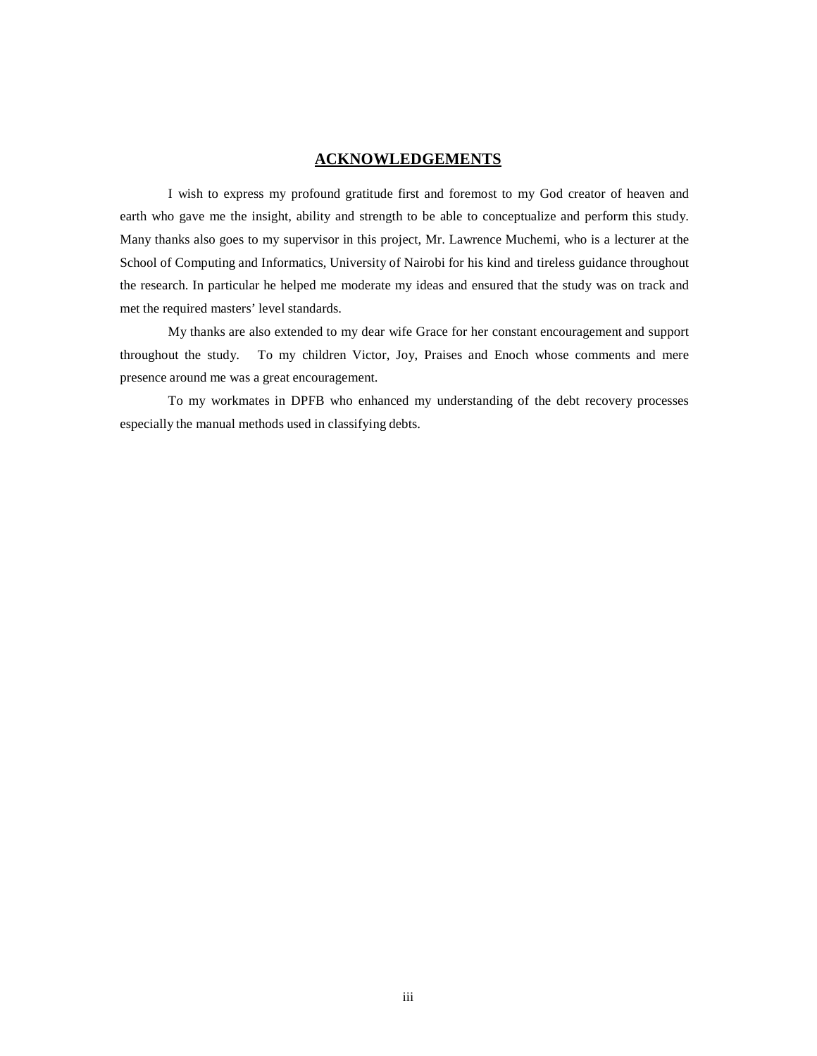## ACKNOWLEDGEMENTS

I wish to express my profound gratitude first and foremost to my God creator of heaven and earth who gave me the insight, ability and strength to be able to conceptualize and perform this study. Many thanks also goes to my supervisor in this project, Mr. Lawrence Muchemi, who is a lecturer at the School of Computing and Informatics, University of Nairobi for his kind and tireless guidance throughout the research. In particular he helped me moderate my ideas and ensured that the study was on track and met the required masters' level standards.

My thanks are also extended to my dear wife Grace for her constant encouragement and support throughout the study. To my children Victor, Joy, Praises and Enoch whose comments and mere presence around me was a great encouragement.

To my workmates in DPFB who enhanced my understanding of the debt recovery processes especially the manual methods used in classifying debts.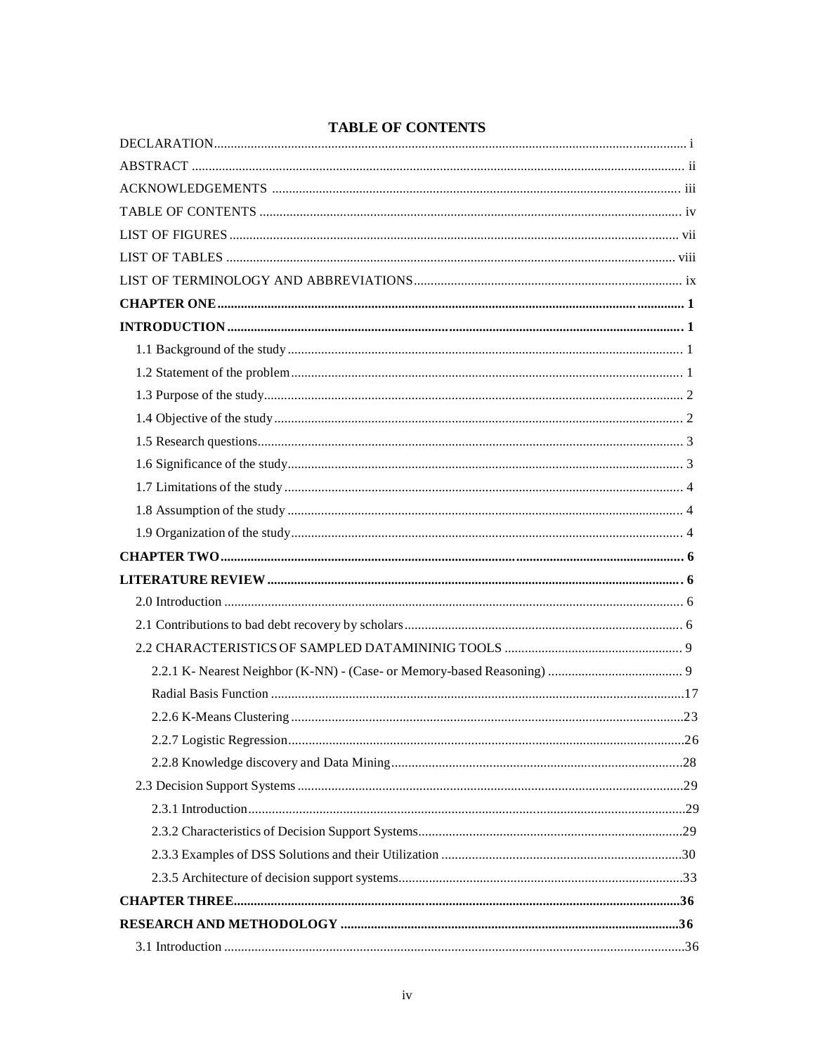# TABLE OF CONTENTS

DECLARATION ........ i

ABSTRACT ........ ii

ACKNOWLEDGEMENTS ........ iii

TABLE OF CONTENTS ........ iv

LIST OF FIGURES ........ vii

LIST OF TABLES ........ viii

LIST OF TERMINOLOGY AND ABBREVIATIONS ........ ix

**CHAPTER ONE ........ 1**

**INTRODUCTION ........ 1**

- 1.1 Background of the study ........ 1
- 1.2 Statement of the problem ........ 1
- 1.3 Purpose of the study ........ 2
- 1.4 Objective of the study ........ 2
- 1.5 Research questions ........ 3
- 1.6 Significance of the study ........ 3
- 1.7 Limitations of the study ........ 4
- 1.8 Assumption of the study ........ 4
- 1.9 Organization of the study ........ 4

**CHAPTER TWO ........ 6**

**LITERATURE REVIEW ........ 6**

- 2.0 Introduction ........ 6
- 2.1 Contributions to bad debt recovery by scholars ........ 6
- 2.2 CHARACTERISTICS OF SAMPLED DATAMININIG TOOLS ........ 9
  - 2.2.1 K- Nearest Neighbor (K-NN) - (Case- or Memory-based Reasoning) ........ 9
  - Radial Basis Function ........ 17
  - 2.2.6 K-Means Clustering ........ 23
  - 2.2.7 Logistic Regression ........ 26
  - 2.2.8 Knowledge discovery and Data Mining ........ 28
- 2.3 Decision Support Systems ........ 29
  - 2.3.1 Introduction ........ 29
  - 2.3.2 Characteristics of Decision Support Systems ........ 29
  - 2.3.3 Examples of DSS Solutions and their Utilization ........ 30
  - 2.3.5 Architecture of decision support systems ........ 33

**CHAPTER THREE ........ 36**

**RESEARCH AND METHODOLOGY ........ 36**

- 3.1 Introduction ........ 36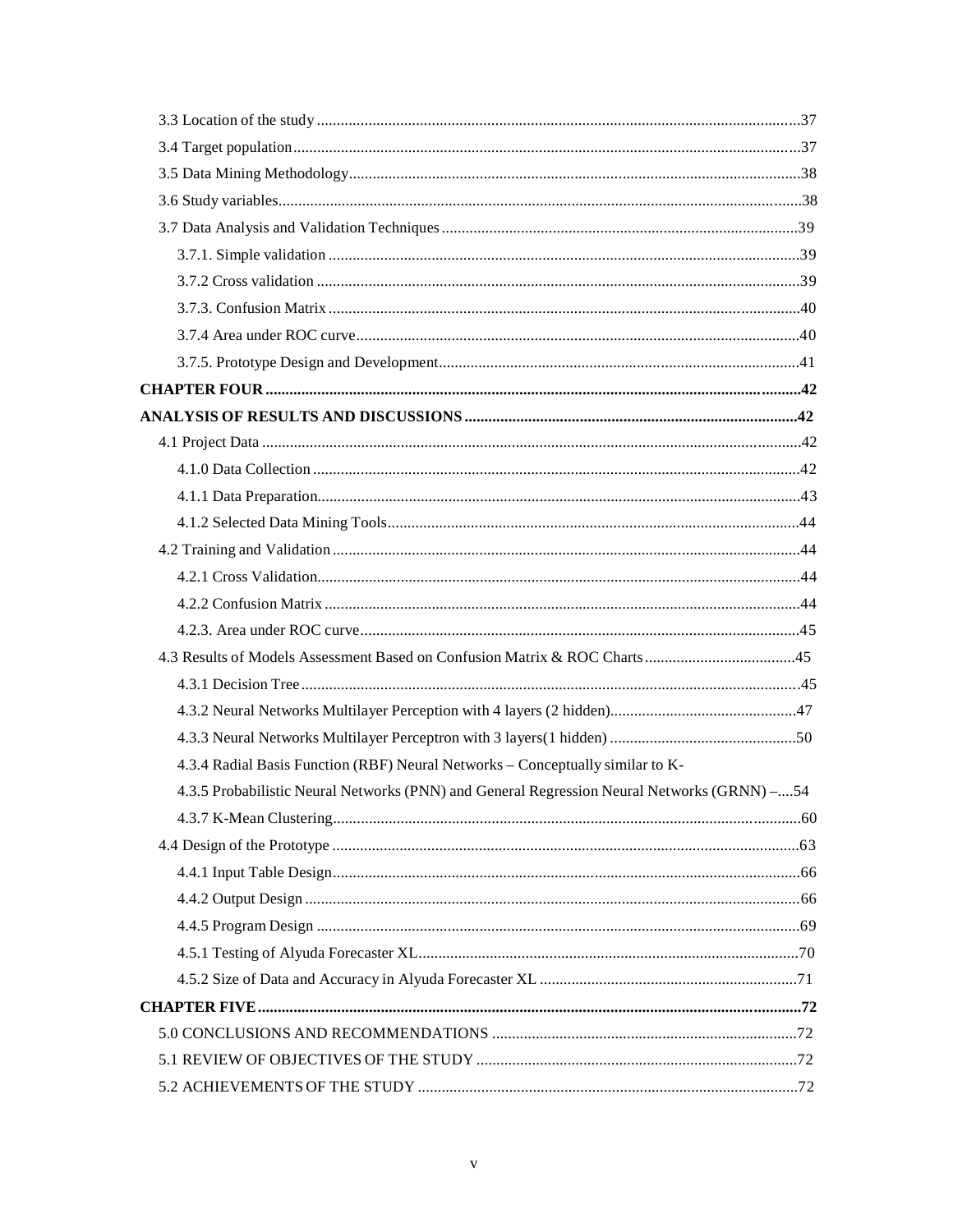3.3 Location of the study ........................................................................................................................37

3.4 Target population ..............................................................................................................................37

3.5 Data Mining Methodology .................................................................................................................38

3.6 Study variables ...................................................................................................................................38

3.7 Data Analysis and Validation Techniques .........................................................................................39

3.7.1. Simple validation ......................................................................................................................39

3.7.2 Cross validation .........................................................................................................................39

3.7.3. Confusion Matrix ......................................................................................................................40

3.7.4 Area under ROC curve ...............................................................................................................40

3.7.5. Prototype Design and Development ..........................................................................................41

**CHAPTER FOUR ......................................................................................................................................42**

**ANALYSIS OF RESULTS AND DISCUSSIONS ...................................................................................42**

4.1 Project Data .......................................................................................................................................42

4.1.0 Data Collection ..........................................................................................................................42

4.1.1 Data Preparation .........................................................................................................................43

4.1.2 Selected Data Mining Tools .......................................................................................................44

4.2 Training and Validation .....................................................................................................................44

4.2.1 Cross Validation .........................................................................................................................44

4.2.2 Confusion Matrix .......................................................................................................................44

4.2.3. Area under ROC curve ..............................................................................................................45

4.3 Results of Models Assessment Based on Confusion Matrix & ROC Charts ......................................45

4.3.1 Decision Tree .............................................................................................................................45

4.3.2 Neural Networks Multilayer Perception with 4 layers (2 hidden) ...............................................47

4.3.3 Neural Networks Multilayer Perceptron with 3 layers(1 hidden) ...............................................50

4.3.4 Radial Basis Function (RBF) Neural Networks – Conceptually similar to K-

4.3.5 Probabilistic Neural Networks (PNN) and General Regression Neural Networks (GRNN) –....54

4.3.7 K-Mean Clustering .....................................................................................................................60

4.4 Design of the Prototype .....................................................................................................................63

4.4.1 Input Table Design .....................................................................................................................66

4.4.2 Output Design ............................................................................................................................66

4.4.5 Program Design .........................................................................................................................69

4.5.1 Testing of Alyuda Forecaster XL ...............................................................................................70

4.5.2 Size of Data and Accuracy in Alyuda Forecaster XL .................................................................71

**CHAPTER FIVE ........................................................................................................................................72**

5.0 CONCLUSIONS AND RECOMMENDATIONS ............................................................................72

5.1 REVIEW OF OBJECTIVES OF THE STUDY ................................................................................72

5.2 ACHIEVEMENTS OF THE STUDY ...............................................................................................72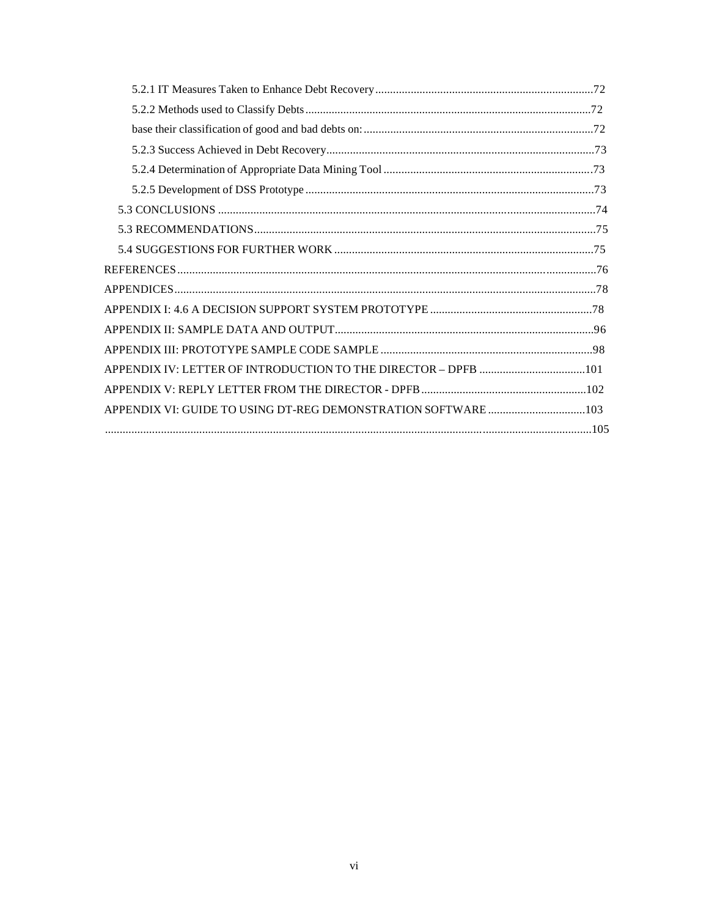5.2.1 IT Measures Taken to Enhance Debt Recovery ........................................................................72

5.2.2 Methods used to Classify Debts ................................................................................................72

base their classification of good and bad debts on: .............................................................................72

5.2.3 Success Achieved in Debt Recovery..........................................................................................73

5.2.4 Determination of Appropriate Data Mining Tool ......................................................................73

5.2.5 Development of DSS Prototype .................................................................................................73

5.3 CONCLUSIONS ...............................................................................................................................74

5.3 RECOMMENDATIONS..................................................................................................................75

5.4 SUGGESTIONS FOR FURTHER WORK .......................................................................................75

REFERENCES............................................................................................................................................76

APPENDICES.............................................................................................................................................78

APPENDIX I: 4.6 A DECISION SUPPORT SYSTEM PROTOTYPE ......................................................78

APPENDIX II: SAMPLE DATA AND OUTPUT.......................................................................................96

APPENDIX III: PROTOTYPE SAMPLE CODE SAMPLE .......................................................................98

APPENDIX IV: LETTER OF INTRODUCTION TO THE DIRECTOR – DPFB ....................................101

APPENDIX V: REPLY LETTER FROM THE DIRECTOR - DPFB ........................................................102

APPENDIX VI: GUIDE TO USING DT-REG DEMONSTRATION SOFTWARE ................................103

.................................................................................................................................................................105